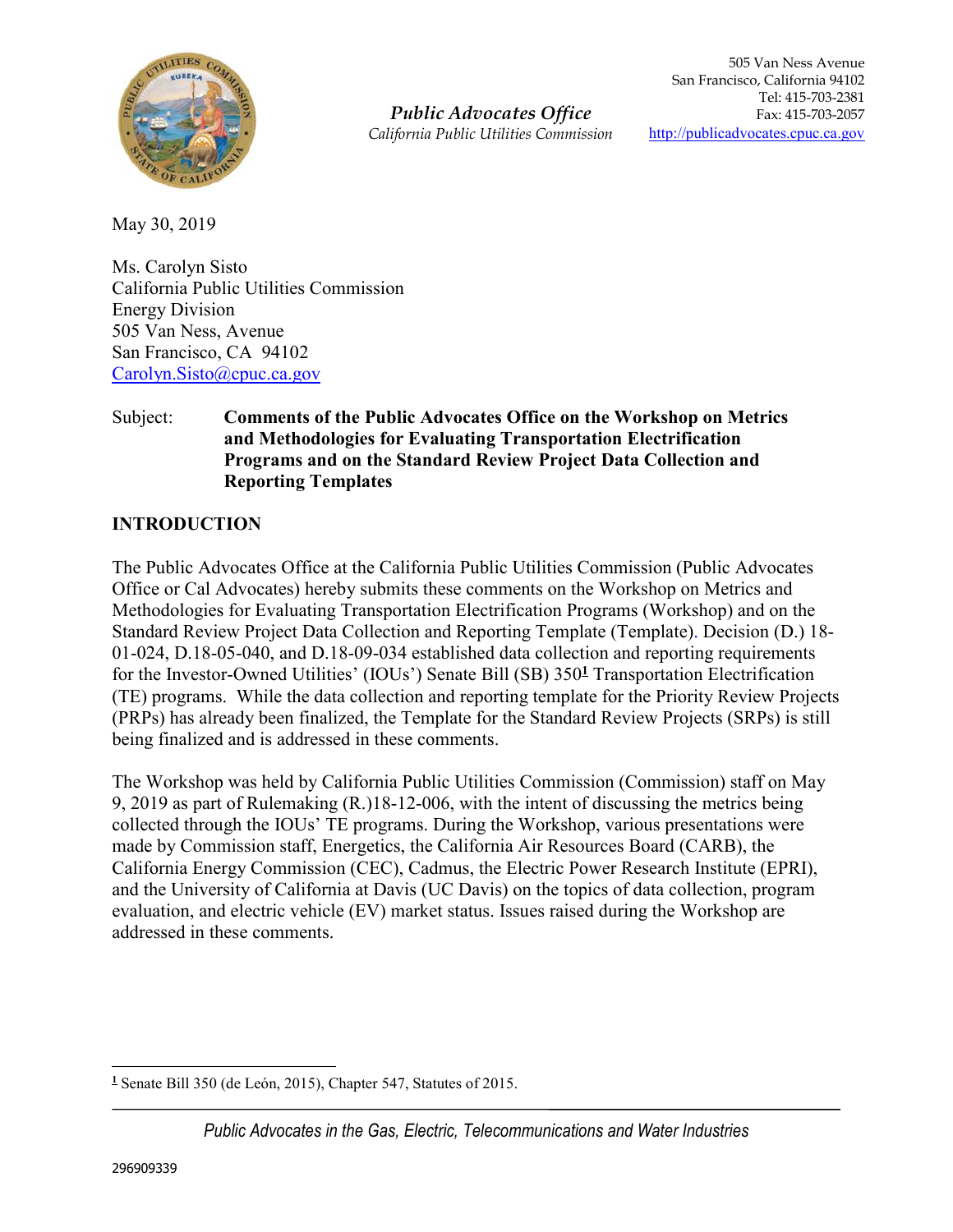505 Van Ness Avenue
San Francisco, California 94102
Tel: 415-703-2381
Fax: 415-703-2057
http://publicadvocates.cpuc.ca.gov

*Public Advocates Office*
*California Public Utilities Commission*

May 30, 2019

Ms. Carolyn Sisto
California Public Utilities Commission
Energy Division
505 Van Ness, Avenue
San Francisco, CA 94102
Carolyn.Sisto@cpuc.ca.gov

Subject: **Comments of the Public Advocates Office on the Workshop on Metrics and Methodologies for Evaluating Transportation Electrification Programs and on the Standard Review Project Data Collection and Reporting Templates**

## INTRODUCTION

The Public Advocates Office at the California Public Utilities Commission (Public Advocates Office or Cal Advocates) hereby submits these comments on the Workshop on Metrics and Methodologies for Evaluating Transportation Electrification Programs (Workshop) and on the Standard Review Project Data Collection and Reporting Template (Template). Decision (D.) 18-01-024, D.18-05-040, and D.18-09-034 established data collection and reporting requirements for the Investor-Owned Utilities' (IOUs') Senate Bill (SB) 350[1] Transportation Electrification (TE) programs. While the data collection and reporting template for the Priority Review Projects (PRPs) has already been finalized, the Template for the Standard Review Projects (SRPs) is still being finalized and is addressed in these comments.

The Workshop was held by California Public Utilities Commission (Commission) staff on May 9, 2019 as part of Rulemaking (R.)18-12-006, with the intent of discussing the metrics being collected through the IOUs' TE programs. During the Workshop, various presentations were made by Commission staff, Energetics, the California Air Resources Board (CARB), the California Energy Commission (CEC), Cadmus, the Electric Power Research Institute (EPRI), and the University of California at Davis (UC Davis) on the topics of data collection, program evaluation, and electric vehicle (EV) market status. Issues raised during the Workshop are addressed in these comments.

---

[1] Senate Bill 350 (de León, 2015), Chapter 547, Statutes of 2015.

*Public Advocates in the Gas, Electric, Telecommunications and Water Industries*

296909339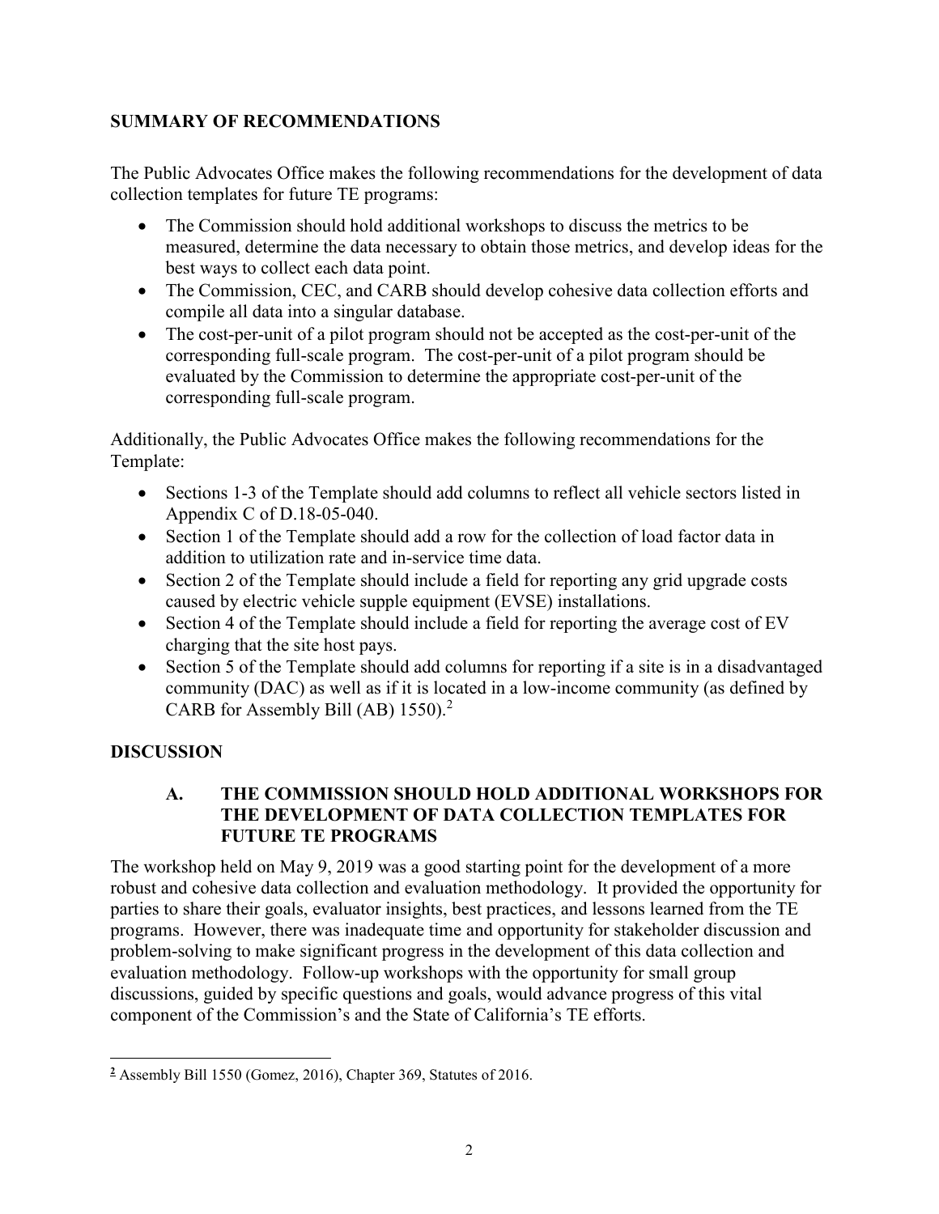## SUMMARY OF RECOMMENDATIONS

The Public Advocates Office makes the following recommendations for the development of data collection templates for future TE programs:

- The Commission should hold additional workshops to discuss the metrics to be measured, determine the data necessary to obtain those metrics, and develop ideas for the best ways to collect each data point.
- The Commission, CEC, and CARB should develop cohesive data collection efforts and compile all data into a singular database.
- The cost-per-unit of a pilot program should not be accepted as the cost-per-unit of the corresponding full-scale program. The cost-per-unit of a pilot program should be evaluated by the Commission to determine the appropriate cost-per-unit of the corresponding full-scale program.

Additionally, the Public Advocates Office makes the following recommendations for the Template:

- Sections 1-3 of the Template should add columns to reflect all vehicle sectors listed in Appendix C of D.18-05-040.
- Section 1 of the Template should add a row for the collection of load factor data in addition to utilization rate and in-service time data.
- Section 2 of the Template should include a field for reporting any grid upgrade costs caused by electric vehicle supple equipment (EVSE) installations.
- Section 4 of the Template should include a field for reporting the average cost of EV charging that the site host pays.
- Section 5 of the Template should add columns for reporting if a site is in a disadvantaged community (DAC) as well as if it is located in a low-income community (as defined by CARB for Assembly Bill (AB) 1550).[2]

## DISCUSSION

### A. THE COMMISSION SHOULD HOLD ADDITIONAL WORKSHOPS FOR THE DEVELOPMENT OF DATA COLLECTION TEMPLATES FOR FUTURE TE PROGRAMS

The workshop held on May 9, 2019 was a good starting point for the development of a more robust and cohesive data collection and evaluation methodology. It provided the opportunity for parties to share their goals, evaluator insights, best practices, and lessons learned from the TE programs. However, there was inadequate time and opportunity for stakeholder discussion and problem-solving to make significant progress in the development of this data collection and evaluation methodology. Follow-up workshops with the opportunity for small group discussions, guided by specific questions and goals, would advance progress of this vital component of the Commission's and the State of California's TE efforts.

---

[2] Assembly Bill 1550 (Gomez, 2016), Chapter 369, Statutes of 2016.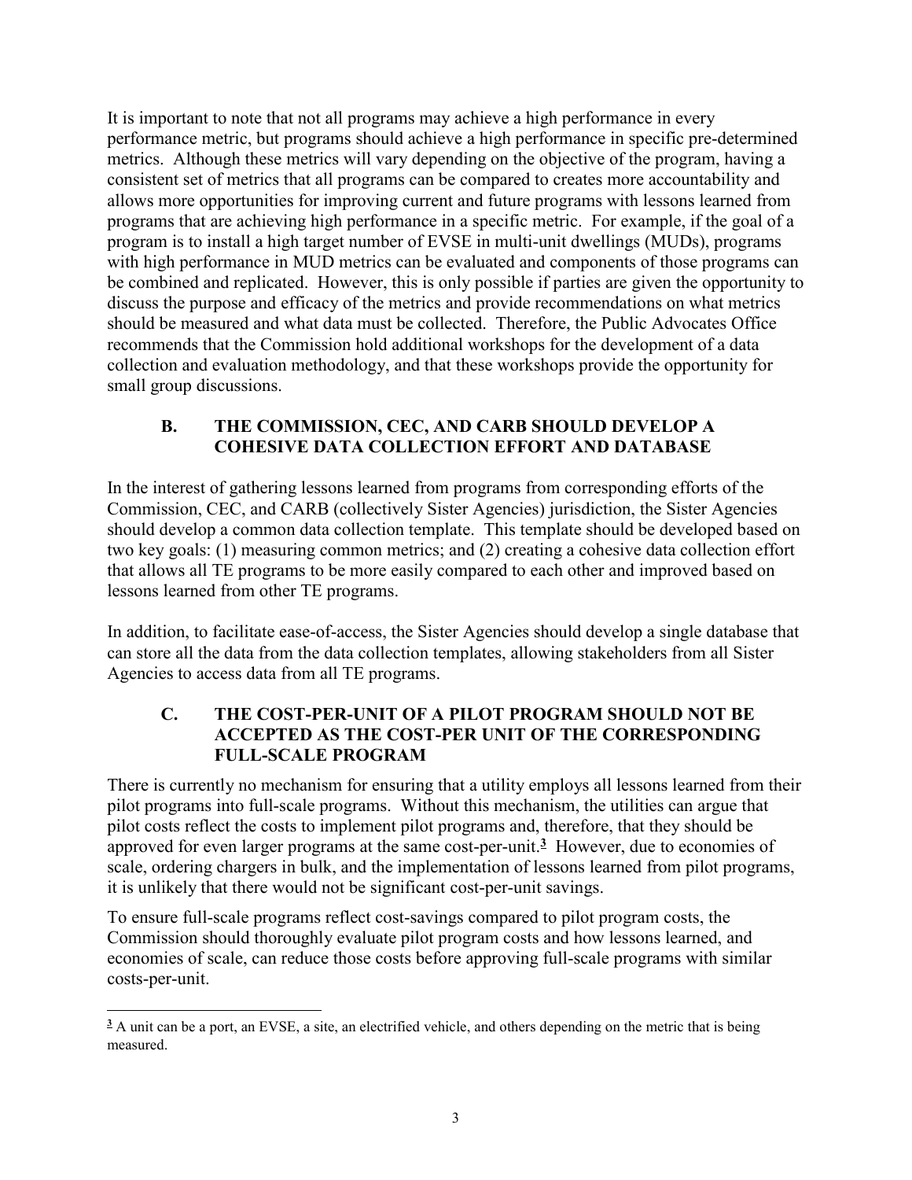It is important to note that not all programs may achieve a high performance in every performance metric, but programs should achieve a high performance in specific pre-determined metrics. Although these metrics will vary depending on the objective of the program, having a consistent set of metrics that all programs can be compared to creates more accountability and allows more opportunities for improving current and future programs with lessons learned from programs that are achieving high performance in a specific metric. For example, if the goal of a program is to install a high target number of EVSE in multi-unit dwellings (MUDs), programs with high performance in MUD metrics can be evaluated and components of those programs can be combined and replicated. However, this is only possible if parties are given the opportunity to discuss the purpose and efficacy of the metrics and provide recommendations on what metrics should be measured and what data must be collected. Therefore, the Public Advocates Office recommends that the Commission hold additional workshops for the development of a data collection and evaluation methodology, and that these workshops provide the opportunity for small group discussions.

### B. THE COMMISSION, CEC, AND CARB SHOULD DEVELOP A COHESIVE DATA COLLECTION EFFORT AND DATABASE

In the interest of gathering lessons learned from programs from corresponding efforts of the Commission, CEC, and CARB (collectively Sister Agencies) jurisdiction, the Sister Agencies should develop a common data collection template. This template should be developed based on two key goals: (1) measuring common metrics; and (2) creating a cohesive data collection effort that allows all TE programs to be more easily compared to each other and improved based on lessons learned from other TE programs.

In addition, to facilitate ease-of-access, the Sister Agencies should develop a single database that can store all the data from the data collection templates, allowing stakeholders from all Sister Agencies to access data from all TE programs.

### C. THE COST-PER-UNIT OF A PILOT PROGRAM SHOULD NOT BE ACCEPTED AS THE COST-PER UNIT OF THE CORRESPONDING FULL-SCALE PROGRAM

There is currently no mechanism for ensuring that a utility employs all lessons learned from their pilot programs into full-scale programs. Without this mechanism, the utilities can argue that pilot costs reflect the costs to implement pilot programs and, therefore, that they should be approved for even larger programs at the same cost-per-unit.[3] However, due to economies of scale, ordering chargers in bulk, and the implementation of lessons learned from pilot programs, it is unlikely that there would not be significant cost-per-unit savings.

To ensure full-scale programs reflect cost-savings compared to pilot program costs, the Commission should thoroughly evaluate pilot program costs and how lessons learned, and economies of scale, can reduce those costs before approving full-scale programs with similar costs-per-unit.

---

[3] A unit can be a port, an EVSE, a site, an electrified vehicle, and others depending on the metric that is being measured.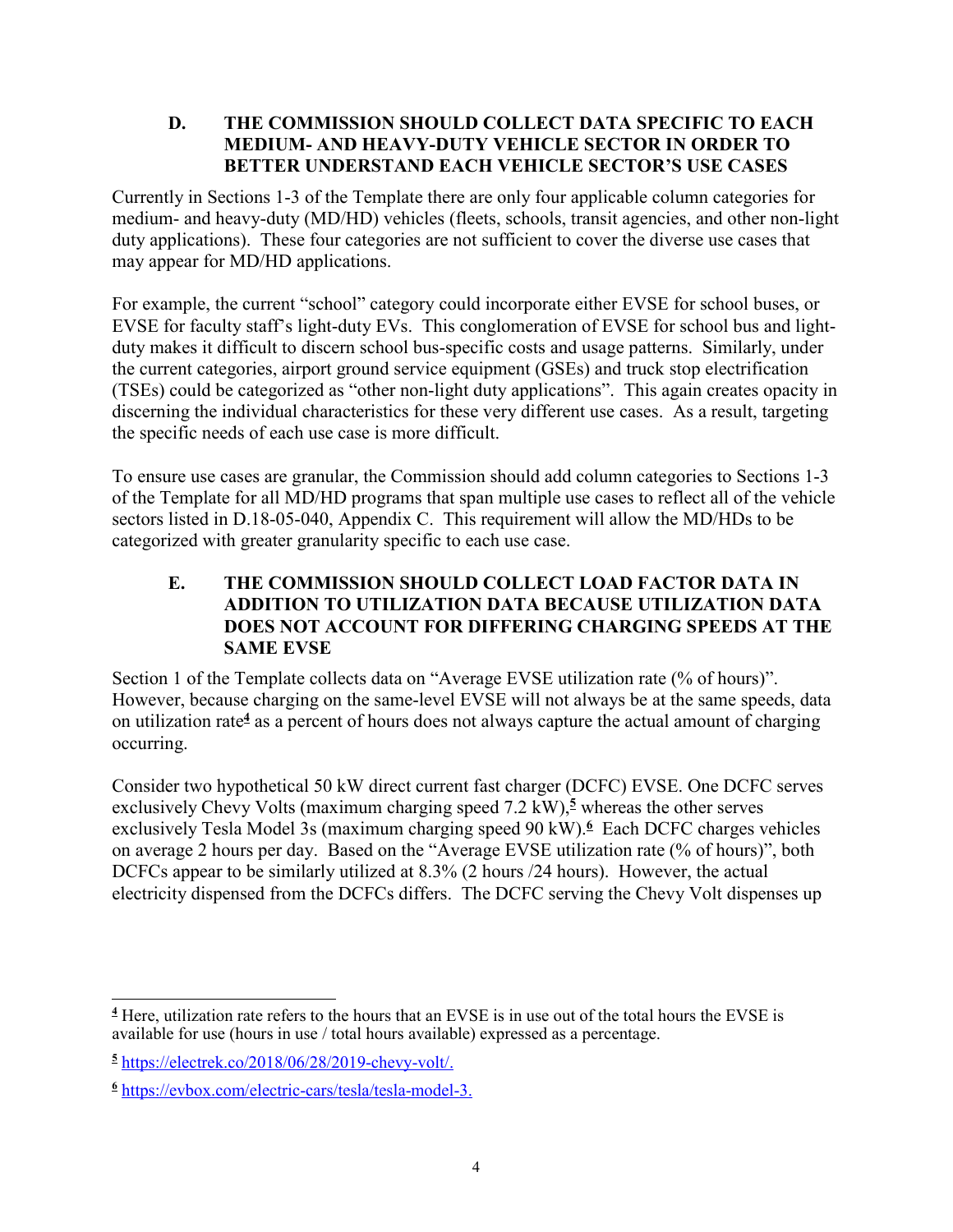### D. THE COMMISSION SHOULD COLLECT DATA SPECIFIC TO EACH MEDIUM- AND HEAVY-DUTY VEHICLE SECTOR IN ORDER TO BETTER UNDERSTAND EACH VEHICLE SECTOR'S USE CASES

Currently in Sections 1-3 of the Template there are only four applicable column categories for medium- and heavy-duty (MD/HD) vehicles (fleets, schools, transit agencies, and other non-light duty applications). These four categories are not sufficient to cover the diverse use cases that may appear for MD/HD applications.

For example, the current "school" category could incorporate either EVSE for school buses, or EVSE for faculty staff's light-duty EVs. This conglomeration of EVSE for school bus and light-duty makes it difficult to discern school bus-specific costs and usage patterns. Similarly, under the current categories, airport ground service equipment (GSEs) and truck stop electrification (TSEs) could be categorized as "other non-light duty applications". This again creates opacity in discerning the individual characteristics for these very different use cases. As a result, targeting the specific needs of each use case is more difficult.

To ensure use cases are granular, the Commission should add column categories to Sections 1-3 of the Template for all MD/HD programs that span multiple use cases to reflect all of the vehicle sectors listed in D.18-05-040, Appendix C. This requirement will allow the MD/HDs to be categorized with greater granularity specific to each use case.

### E. THE COMMISSION SHOULD COLLECT LOAD FACTOR DATA IN ADDITION TO UTILIZATION DATA BECAUSE UTILIZATION DATA DOES NOT ACCOUNT FOR DIFFERING CHARGING SPEEDS AT THE SAME EVSE

Section 1 of the Template collects data on "Average EVSE utilization rate (% of hours)". However, because charging on the same-level EVSE will not always be at the same speeds, data on utilization rate[4] as a percent of hours does not always capture the actual amount of charging occurring.

Consider two hypothetical 50 kW direct current fast charger (DCFC) EVSE. One DCFC serves exclusively Chevy Volts (maximum charging speed 7.2 kW),[5] whereas the other serves exclusively Tesla Model 3s (maximum charging speed 90 kW).[6] Each DCFC charges vehicles on average 2 hours per day. Based on the "Average EVSE utilization rate (% of hours)", both DCFCs appear to be similarly utilized at 8.3% (2 hours /24 hours). However, the actual electricity dispensed from the DCFCs differs. The DCFC serving the Chevy Volt dispenses up

---

[4] Here, utilization rate refers to the hours that an EVSE is in use out of the total hours the EVSE is available for use (hours in use / total hours available) expressed as a percentage.

[5] https://electrek.co/2018/06/28/2019-chevy-volt/.

[6] https://evbox.com/electric-cars/tesla/tesla-model-3.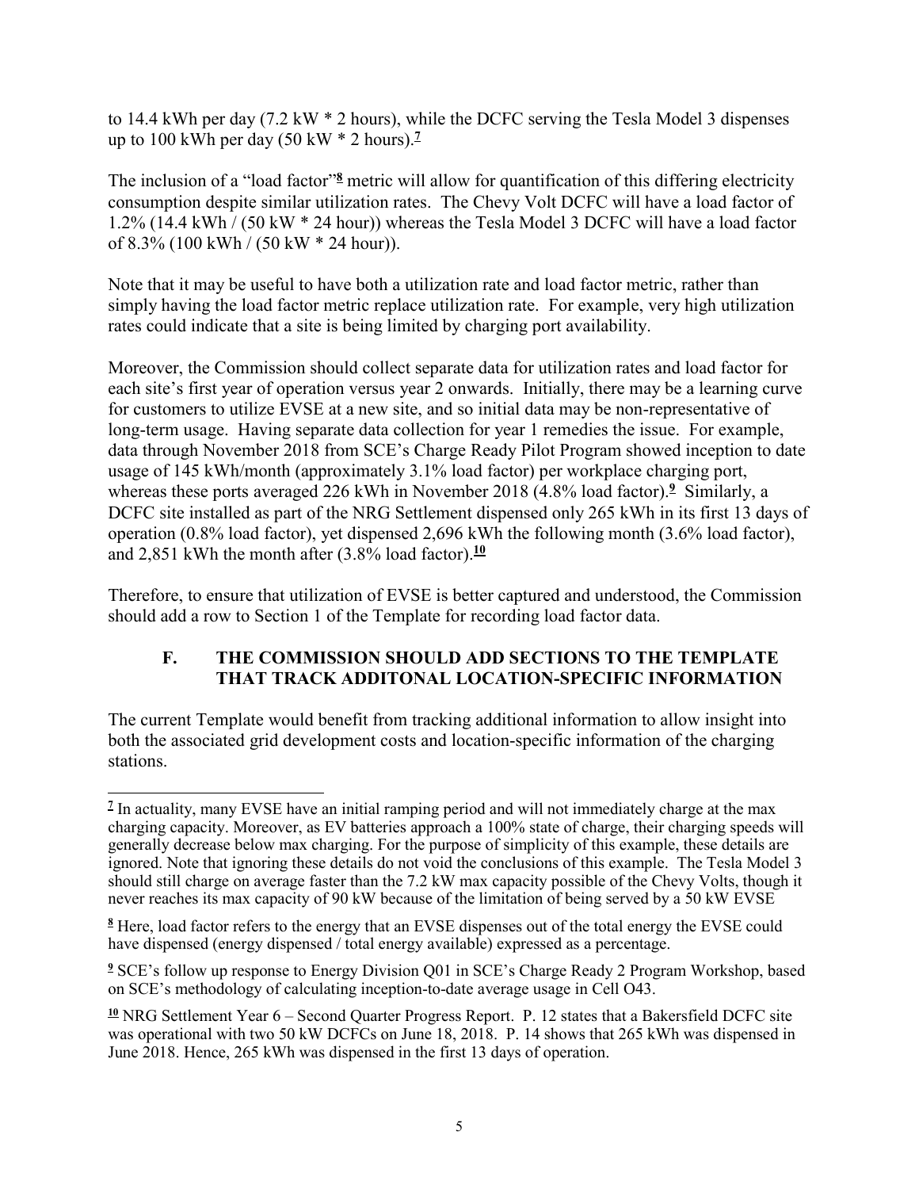to 14.4 kWh per day (7.2 kW * 2 hours), while the DCFC serving the Tesla Model 3 dispenses up to 100 kWh per day (50 kW * 2 hours).[7]

The inclusion of a "load factor"[8] metric will allow for quantification of this differing electricity consumption despite similar utilization rates. The Chevy Volt DCFC will have a load factor of 1.2% (14.4 kWh / (50 kW * 24 hour)) whereas the Tesla Model 3 DCFC will have a load factor of 8.3% (100 kWh / (50 kW * 24 hour)).

Note that it may be useful to have both a utilization rate and load factor metric, rather than simply having the load factor metric replace utilization rate. For example, very high utilization rates could indicate that a site is being limited by charging port availability.

Moreover, the Commission should collect separate data for utilization rates and load factor for each site's first year of operation versus year 2 onwards. Initially, there may be a learning curve for customers to utilize EVSE at a new site, and so initial data may be non-representative of long-term usage. Having separate data collection for year 1 remedies the issue. For example, data through November 2018 from SCE's Charge Ready Pilot Program showed inception to date usage of 145 kWh/month (approximately 3.1% load factor) per workplace charging port, whereas these ports averaged 226 kWh in November 2018 (4.8% load factor).[9] Similarly, a DCFC site installed as part of the NRG Settlement dispensed only 265 kWh in its first 13 days of operation (0.8% load factor), yet dispensed 2,696 kWh the following month (3.6% load factor), and 2,851 kWh the month after (3.8% load factor).[10]

Therefore, to ensure that utilization of EVSE is better captured and understood, the Commission should add a row to Section 1 of the Template for recording load factor data.

## F. THE COMMISSION SHOULD ADD SECTIONS TO THE TEMPLATE THAT TRACK ADDITONAL LOCATION-SPECIFIC INFORMATION

The current Template would benefit from tracking additional information to allow insight into both the associated grid development costs and location-specific information of the charging stations.

---

[7] In actuality, many EVSE have an initial ramping period and will not immediately charge at the max charging capacity. Moreover, as EV batteries approach a 100% state of charge, their charging speeds will generally decrease below max charging. For the purpose of simplicity of this example, these details are ignored. Note that ignoring these details do not void the conclusions of this example. The Tesla Model 3 should still charge on average faster than the 7.2 kW max capacity possible of the Chevy Volts, though it never reaches its max capacity of 90 kW because of the limitation of being served by a 50 kW EVSE

[8] Here, load factor refers to the energy that an EVSE dispenses out of the total energy the EVSE could have dispensed (energy dispensed / total energy available) expressed as a percentage.

[9] SCE's follow up response to Energy Division Q01 in SCE's Charge Ready 2 Program Workshop, based on SCE's methodology of calculating inception-to-date average usage in Cell O43.

[10] NRG Settlement Year 6 – Second Quarter Progress Report. P. 12 states that a Bakersfield DCFC site was operational with two 50 kW DCFCs on June 18, 2018. P. 14 shows that 265 kWh was dispensed in June 2018. Hence, 265 kWh was dispensed in the first 13 days of operation.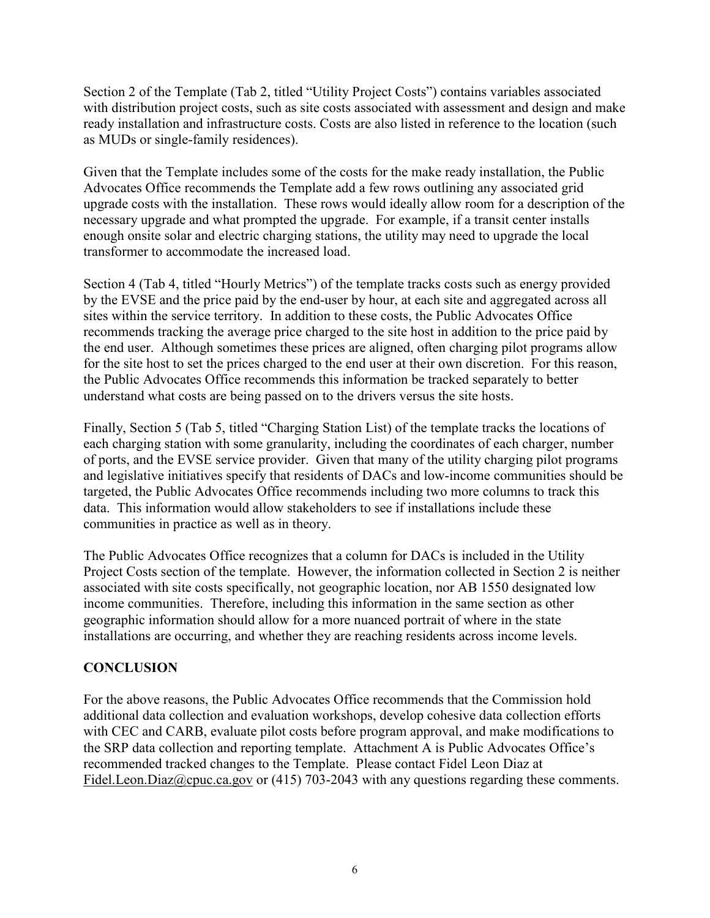Section 2 of the Template (Tab 2, titled "Utility Project Costs") contains variables associated with distribution project costs, such as site costs associated with assessment and design and make ready installation and infrastructure costs. Costs are also listed in reference to the location (such as MUDs or single-family residences).

Given that the Template includes some of the costs for the make ready installation, the Public Advocates Office recommends the Template add a few rows outlining any associated grid upgrade costs with the installation. These rows would ideally allow room for a description of the necessary upgrade and what prompted the upgrade. For example, if a transit center installs enough onsite solar and electric charging stations, the utility may need to upgrade the local transformer to accommodate the increased load.

Section 4 (Tab 4, titled "Hourly Metrics") of the template tracks costs such as energy provided by the EVSE and the price paid by the end-user by hour, at each site and aggregated across all sites within the service territory. In addition to these costs, the Public Advocates Office recommends tracking the average price charged to the site host in addition to the price paid by the end user. Although sometimes these prices are aligned, often charging pilot programs allow for the site host to set the prices charged to the end user at their own discretion. For this reason, the Public Advocates Office recommends this information be tracked separately to better understand what costs are being passed on to the drivers versus the site hosts.

Finally, Section 5 (Tab 5, titled "Charging Station List) of the template tracks the locations of each charging station with some granularity, including the coordinates of each charger, number of ports, and the EVSE service provider. Given that many of the utility charging pilot programs and legislative initiatives specify that residents of DACs and low-income communities should be targeted, the Public Advocates Office recommends including two more columns to track this data. This information would allow stakeholders to see if installations include these communities in practice as well as in theory.

The Public Advocates Office recognizes that a column for DACs is included in the Utility Project Costs section of the template. However, the information collected in Section 2 is neither associated with site costs specifically, not geographic location, nor AB 1550 designated low income communities. Therefore, including this information in the same section as other geographic information should allow for a more nuanced portrait of where in the state installations are occurring, and whether they are reaching residents across income levels.

## CONCLUSION

For the above reasons, the Public Advocates Office recommends that the Commission hold additional data collection and evaluation workshops, develop cohesive data collection efforts with CEC and CARB, evaluate pilot costs before program approval, and make modifications to the SRP data collection and reporting template. Attachment A is Public Advocates Office's recommended tracked changes to the Template. Please contact Fidel Leon Diaz at Fidel.Leon.Diaz@cpuc.ca.gov or (415) 703-2043 with any questions regarding these comments.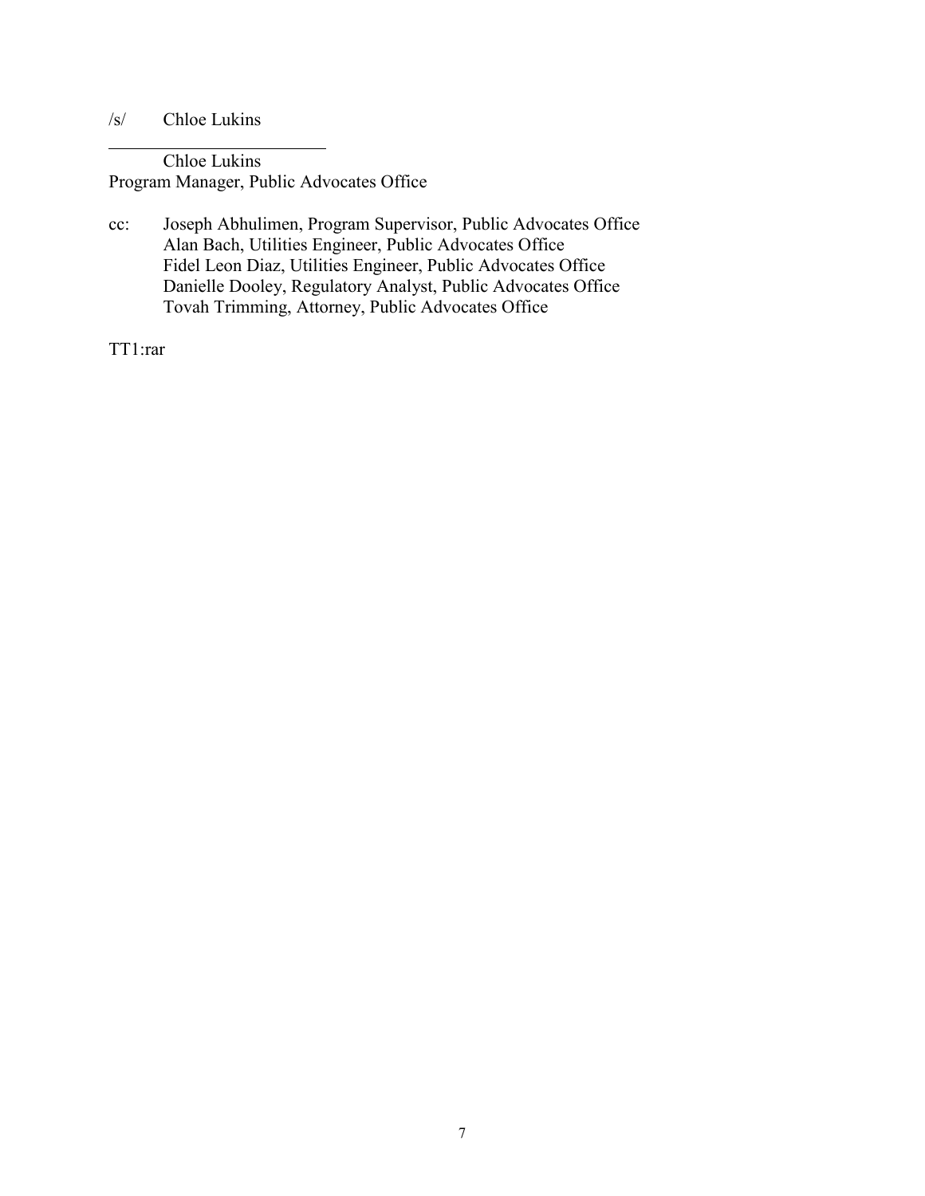/s/ Chloe Lukins

\_\_\_\_\_\_\_\_\_\_\_\_\_\_\_\_\_\_\_\_\_\_\_\_

Chloe Lukins
Program Manager, Public Advocates Office

cc: Joseph Abhulimen, Program Supervisor, Public Advocates Office
Alan Bach, Utilities Engineer, Public Advocates Office
Fidel Leon Diaz, Utilities Engineer, Public Advocates Office
Danielle Dooley, Regulatory Analyst, Public Advocates Office
Tovah Trimming, Attorney, Public Advocates Office

TT1:rar